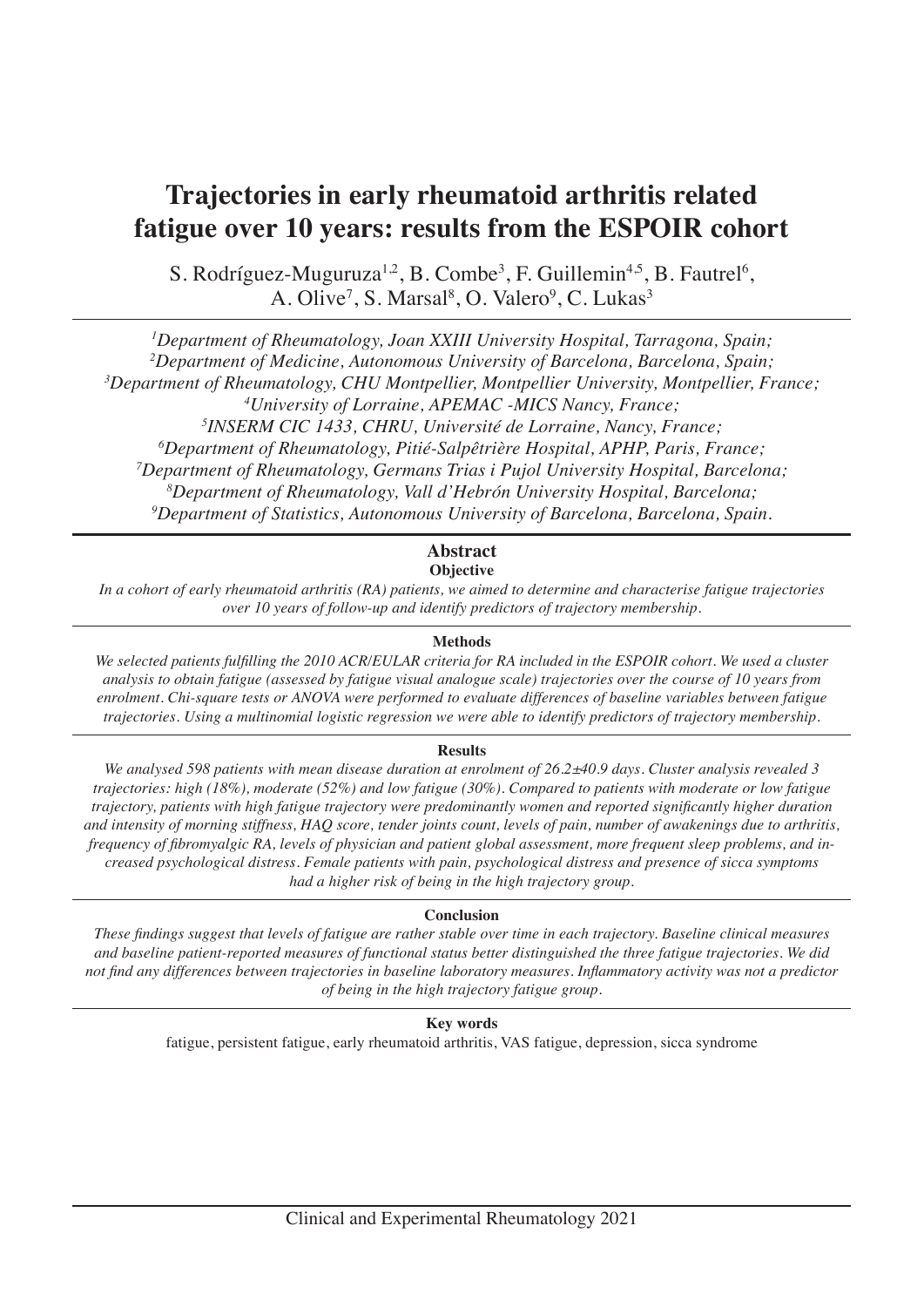# Trajectories in early rheumatoid arthritis related fatigue over 10 years: results from the ESPOIR cohort

S. Rodríguez-Muguruza[1,2], B. Combe[3], F. Guillemin[4,5], B. Fautrel[6], A. Olive[7], S. Marsal[8], O. Valero[9], C. Lukas[3]

[1]*Department of Rheumatology, Joan XXIII University Hospital, Tarragona, Spain;*
[2]*Department of Medicine, Autonomous University of Barcelona, Barcelona, Spain;*
[3]*Department of Rheumatology, CHU Montpellier, Montpellier University, Montpellier, France;*
[4]*University of Lorraine, APEMAC -MICS Nancy, France;*
[5]*INSERM CIC 1433, CHRU, Université de Lorraine, Nancy, France;*
[6]*Department of Rheumatology, Pitié-Salpêtrière Hospital, APHP, Paris, France;*
[7]*Department of Rheumatology, Germans Trias i Pujol University Hospital, Barcelona;*
[8]*Department of Rheumatology, Vall d'Hebrón University Hospital, Barcelona;*
[9]*Department of Statistics, Autonomous University of Barcelona, Barcelona, Spain.*

## Abstract

### Objective

*In a cohort of early rheumatoid arthritis (RA) patients, we aimed to determine and characterise fatigue trajectories over 10 years of follow-up and identify predictors of trajectory membership.*

### Methods

*We selected patients fulfilling the 2010 ACR/EULAR criteria for RA included in the ESPOIR cohort. We used a cluster analysis to obtain fatigue (assessed by fatigue visual analogue scale) trajectories over the course of 10 years from enrolment. Chi-square tests or ANOVA were performed to evaluate differences of baseline variables between fatigue trajectories. Using a multinomial logistic regression we were able to identify predictors of trajectory membership.*

### Results

*We analysed 598 patients with mean disease duration at enrolment of 26.2±40.9 days. Cluster analysis revealed 3 trajectories: high (18%), moderate (52%) and low fatigue (30%). Compared to patients with moderate or low fatigue trajectory, patients with high fatigue trajectory were predominantly women and reported significantly higher duration and intensity of morning stiffness, HAQ score, tender joints count, levels of pain, number of awakenings due to arthritis, frequency of fibromyalgic RA, levels of physician and patient global assessment, more frequent sleep problems, and increased psychological distress. Female patients with pain, psychological distress and presence of sicca symptoms had a higher risk of being in the high trajectory group.*

### Conclusion

*These findings suggest that levels of fatigue are rather stable over time in each trajectory. Baseline clinical measures and baseline patient-reported measures of functional status better distinguished the three fatigue trajectories. We did not find any differences between trajectories in baseline laboratory measures. Inflammatory activity was not a predictor of being in the high trajectory fatigue group.*

### Key words

fatigue, persistent fatigue, early rheumatoid arthritis, VAS fatigue, depression, sicca syndrome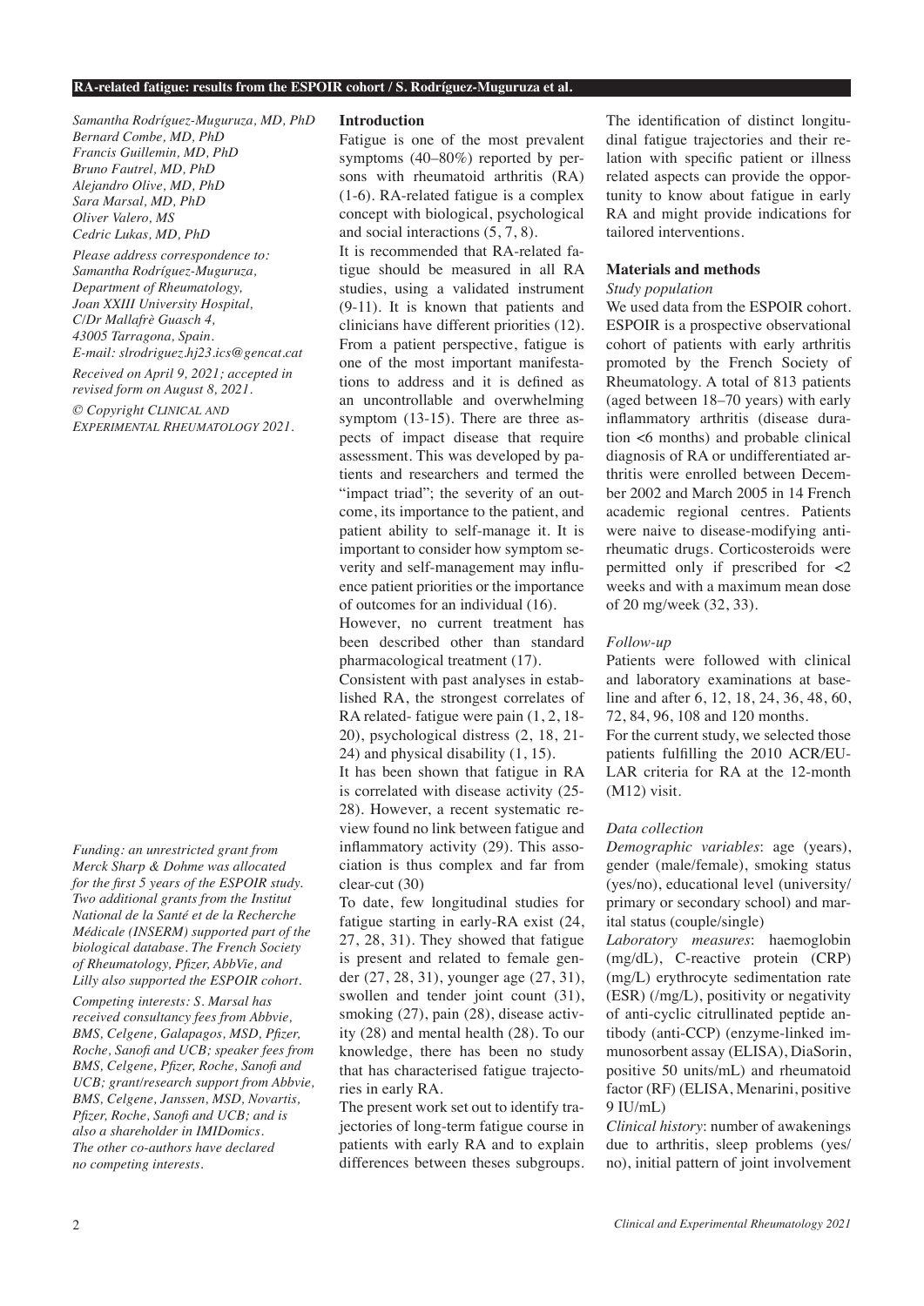Samantha Rodríguez-Muguruza, MD, PhD
Bernard Combe, MD, PhD
Francis Guillemin, MD, PhD
Bruno Fautrel, MD, PhD
Alejandro Olive, MD, PhD
Sara Marsal, MD, PhD
Oliver Valero, MS
Cedric Lukas, MD, PhD

*Please address correspondence to:*
*Samantha Rodríguez-Muguruza,*
*Department of Rheumatology,*
*Joan XXIII University Hospital,*
*C/Dr Mallafrè Guasch 4,*
*43005 Tarragona, Spain.*
*E-mail: slrodriguez.hj23.ics@gencat.cat*

*Received on April 9, 2021; accepted in revised form on August 8, 2021.*

*© Copyright Clinical and Experimental Rheumatology 2021.*

*Funding: an unrestricted grant from Merck Sharp & Dohme was allocated for the first 5 years of the ESPOIR study. Two additional grants from the Institut National de la Santé et de la Recherche Médicale (INSERM) supported part of the biological database. The French Society of Rheumatology, Pfizer, AbbVie, and Lilly also supported the ESPOIR cohort.*

*Competing interests: S. Marsal has received consultancy fees from Abbvie, BMS, Celgene, Galapagos, MSD, Pfizer, Roche, Sanofi and UCB; speaker fees from BMS, Celgene, Pfizer, Roche, Sanofi and UCB; grant/research support from Abbvie, BMS, Celgene, Janssen, MSD, Novartis, Pfizer, Roche, Sanofi and UCB; and is also a shareholder in IMIDomics. The other co-authors have declared no competing interests.*

## Introduction

Fatigue is one of the most prevalent symptoms (40–80%) reported by persons with rheumatoid arthritis (RA) (1-6). RA-related fatigue is a complex concept with biological, psychological and social interactions (5, 7, 8).

It is recommended that RA-related fatigue should be measured in all RA studies, using a validated instrument (9-11). It is known that patients and clinicians have different priorities (12). From a patient perspective, fatigue is one of the most important manifestations to address and it is defined as an uncontrollable and overwhelming symptom (13-15). There are three aspects of impact disease that require assessment. This was developed by patients and researchers and termed the "impact triad"; the severity of an outcome, its importance to the patient, and patient ability to self-manage it. It is important to consider how symptom severity and self-management may influence patient priorities or the importance of outcomes for an individual (16).

However, no current treatment has been described other than standard pharmacological treatment (17).

Consistent with past analyses in established RA, the strongest correlates of RA related- fatigue were pain (1, 2, 18-20), psychological distress (2, 18, 21-24) and physical disability (1, 15).

It has been shown that fatigue in RA is correlated with disease activity (25-28). However, a recent systematic review found no link between fatigue and inflammatory activity (29). This association is thus complex and far from clear-cut (30)

To date, few longitudinal studies for fatigue starting in early-RA exist (24, 27, 28, 31). They showed that fatigue is present and related to female gender (27, 28, 31), younger age (27, 31), swollen and tender joint count (31), smoking (27), pain (28), disease activity (28) and mental health (28). To our knowledge, there has been no study that has characterised fatigue trajectories in early RA.

The present work set out to identify trajectories of long-term fatigue course in patients with early RA and to explain differences between theses subgroups. The identification of distinct longitudinal fatigue trajectories and their relation with specific patient or illness related aspects can provide the opportunity to know about fatigue in early RA and might provide indications for tailored interventions.

## Materials and methods

### *Study population*

We used data from the ESPOIR cohort. ESPOIR is a prospective observational cohort of patients with early arthritis promoted by the French Society of Rheumatology. A total of 813 patients (aged between 18–70 years) with early inflammatory arthritis (disease duration <6 months) and probable clinical diagnosis of RA or undifferentiated arthritis were enrolled between December 2002 and March 2005 in 14 French academic regional centres. Patients were naive to disease-modifying antirheumatic drugs. Corticosteroids were permitted only if prescribed for <2 weeks and with a maximum mean dose of 20 mg/week (32, 33).

### *Follow-up*

Patients were followed with clinical and laboratory examinations at baseline and after 6, 12, 18, 24, 36, 48, 60, 72, 84, 96, 108 and 120 months.

For the current study, we selected those patients fulfilling the 2010 ACR/EULAR criteria for RA at the 12-month (M12) visit.

### *Data collection*

*Demographic variables*: age (years), gender (male/female), smoking status (yes/no), educational level (university/primary or secondary school) and marital status (couple/single)

*Laboratory measures*: haemoglobin (mg/dL), C-reactive protein (CRP) (mg/L) erythrocyte sedimentation rate (ESR) (/mg/L), positivity or negativity of anti-cyclic citrullinated peptide antibody (anti-CCP) (enzyme-linked immunosorbent assay (ELISA), DiaSorin, positive 50 units/mL) and rheumatoid factor (RF) (ELISA, Menarini, positive 9 IU/mL)

*Clinical history*: number of awakenings due to arthritis, sleep problems (yes/no), initial pattern of joint involvement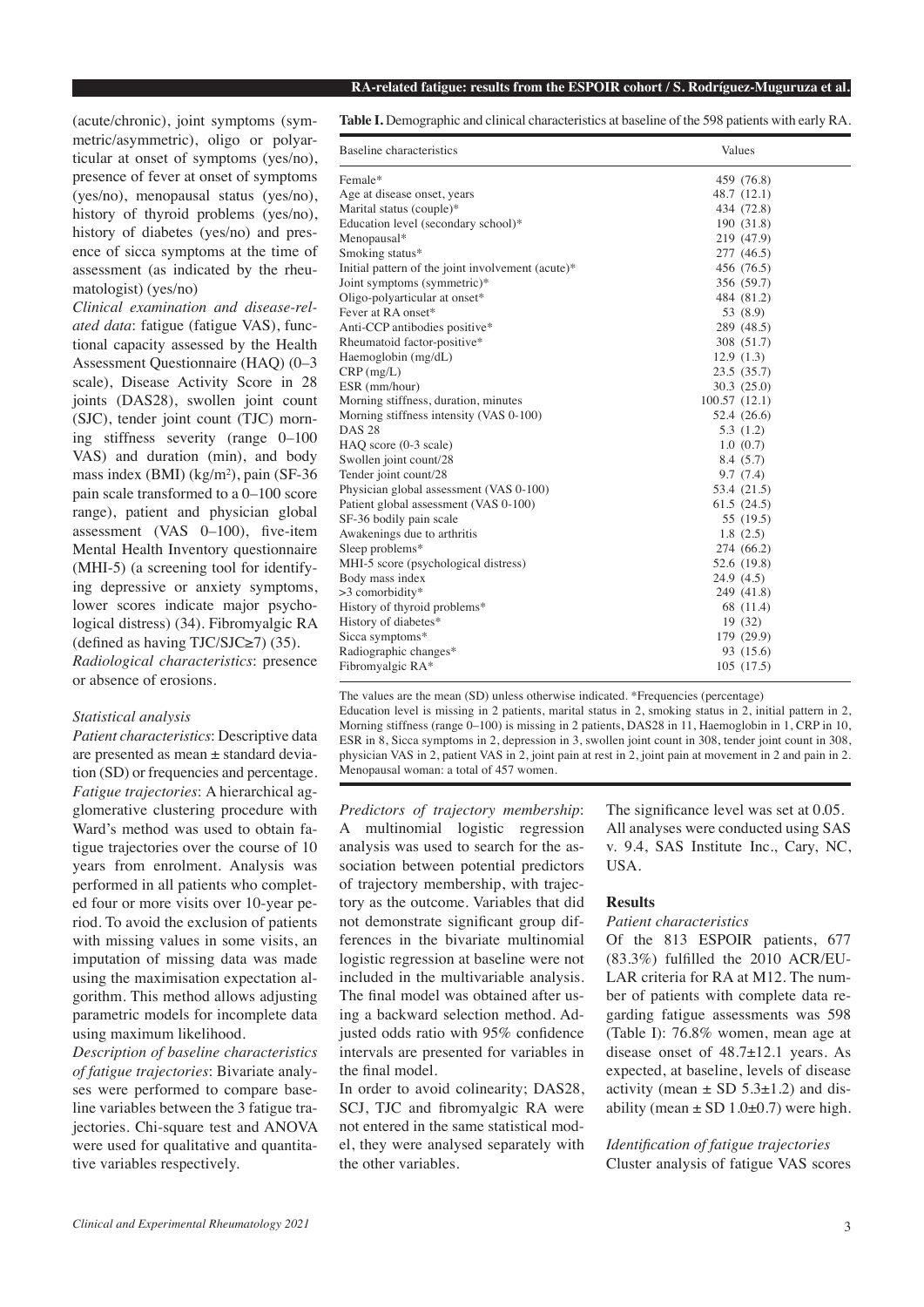(acute/chronic), joint symptoms (symmetric/asymmetric), oligo or polyarticular at onset of symptoms (yes/no), presence of fever at onset of symptoms (yes/no), menopausal status (yes/no), history of thyroid problems (yes/no), history of diabetes (yes/no) and presence of sicca symptoms at the time of assessment (as indicated by the rheumatologist) (yes/no)

*Clinical examination and disease-related data*: fatigue (fatigue VAS), functional capacity assessed by the Health Assessment Questionnaire (HAQ) (0–3 scale), Disease Activity Score in 28 joints (DAS28), swollen joint count (SJC), tender joint count (TJC) morning stiffness severity (range 0–100 VAS) and duration (min), and body mass index (BMI) (kg/m$^2$), pain (SF-36 pain scale transformed to a 0–100 score range), patient and physician global assessment (VAS 0–100), five-item Mental Health Inventory questionnaire (MHI-5) (a screening tool for identifying depressive or anxiety symptoms, lower scores indicate major psychological distress) (34). Fibromyalgic RA (defined as having TJC/SJC≥7) (35).

*Radiological characteristics*: presence or absence of erosions.

*Statistical analysis*

*Patient characteristics*: Descriptive data are presented as mean ± standard deviation (SD) or frequencies and percentage.

*Fatigue trajectories*: A hierarchical agglomerative clustering procedure with Ward's method was used to obtain fatigue trajectories over the course of 10 years from enrolment. Analysis was performed in all patients who completed four or more visits over 10-year period. To avoid the exclusion of patients with missing values in some visits, an imputation of missing data was made using the maximisation expectation algorithm. This method allows adjusting parametric models for incomplete data using maximum likelihood.

*Description of baseline characteristics of fatigue trajectories*: Bivariate analyses were performed to compare baseline variables between the 3 fatigue trajectories. Chi-square test and ANOVA were used for qualitative and quantitative variables respectively.

**Table I.** Demographic and clinical characteristics at baseline of the 598 patients with early RA.

| Baseline characteristics | Values |
|---|---|
| Female* | 459 (76.8) |
| Age at disease onset, years | 48.7 (12.1) |
| Marital status (couple)* | 434 (72.8) |
| Education level (secondary school)* | 190 (31.8) |
| Menopausal* | 219 (47.9) |
| Smoking status* | 277 (46.5) |
| Initial pattern of the joint involvement (acute)* | 456 (76.5) |
| Joint symptoms (symmetric)* | 356 (59.7) |
| Oligo-polyarticular at onset* | 484 (81.2) |
| Fever at RA onset* | 53 (8.9) |
| Anti-CCP antibodies positive* | 289 (48.5) |
| Rheumatoid factor-positive* | 308 (51.7) |
| Haemoglobin (mg/dL) | 12.9 (1.3) |
| CRP (mg/L) | 23.5 (35.7) |
| ESR (mm/hour) | 30.3 (25.0) |
| Morning stiffness, duration, minutes | 100.57 (12.1) |
| Morning stiffness intensity (VAS 0-100) | 52.4 (26.6) |
| DAS 28 | 5.3 (1.2) |
| HAQ score (0-3 scale) | 1.0 (0.7) |
| Swollen joint count/28 | 8.4 (5.7) |
| Tender joint count/28 | 9.7 (7.4) |
| Physician global assessment (VAS 0-100) | 53.4 (21.5) |
| Patient global assessment (VAS 0-100) | 61.5 (24.5) |
| SF-36 bodily pain scale | 55 (19.5) |
| Awakenings due to arthritis | 1.8 (2.5) |
| Sleep problems* | 274 (66.2) |
| MHI-5 score (psychological distress) | 52.6 (19.8) |
| Body mass index | 24.9 (4.5) |
| >3 comorbidity* | 249 (41.8) |
| History of thyroid problems* | 68 (11.4) |
| History of diabetes* | 19 (32) |
| Sicca symptoms* | 179 (29.9) |
| Radiographic changes* | 93 (15.6) |
| Fibromyalgic RA* | 105 (17.5) |

The values are the mean (SD) unless otherwise indicated. *Frequencies (percentage)
Education level is missing in 2 patients, marital status in 2, smoking status in 2, initial pattern in 2, Morning stiffness (range 0–100) is missing in 2 patients, DAS28 in 11, Haemoglobin in 1, CRP in 10, ESR in 8, Sicca symptoms in 2, depression in 3, swollen joint count in 308, tender joint count in 308, physician VAS in 2, patient VAS in 2, joint pain at rest in 2, joint pain at movement in 2 and pain in 2. Menopausal woman: a total of 457 women.

*Predictors of trajectory membership*: A multinomial logistic regression analysis was used to search for the association between potential predictors of trajectory membership, with trajectory as the outcome. Variables that did not demonstrate significant group differences in the bivariate multinomial logistic regression at baseline were not included in the multivariable analysis. The final model was obtained after using a backward selection method. Adjusted odds ratio with 95% confidence intervals are presented for variables in the final model.

In order to avoid colinearity; DAS28, SCJ, TJC and fibromyalgic RA were not entered in the same statistical model, they were analysed separately with the other variables.

The significance level was set at 0.05. All analyses were conducted using SAS v. 9.4, SAS Institute Inc., Cary, NC, USA.

## Results

*Patient characteristics*

Of the 813 ESPOIR patients, 677 (83.3%) fulfilled the 2010 ACR/EULAR criteria for RA at M12. The number of patients with complete data regarding fatigue assessments was 598 (Table I): 76.8% women, mean age at disease onset of 48.7±12.1 years. As expected, at baseline, levels of disease activity (mean ± SD 5.3±1.2) and disability (mean ± SD 1.0±0.7) were high.

*Identification of fatigue trajectories*

Cluster analysis of fatigue VAS scores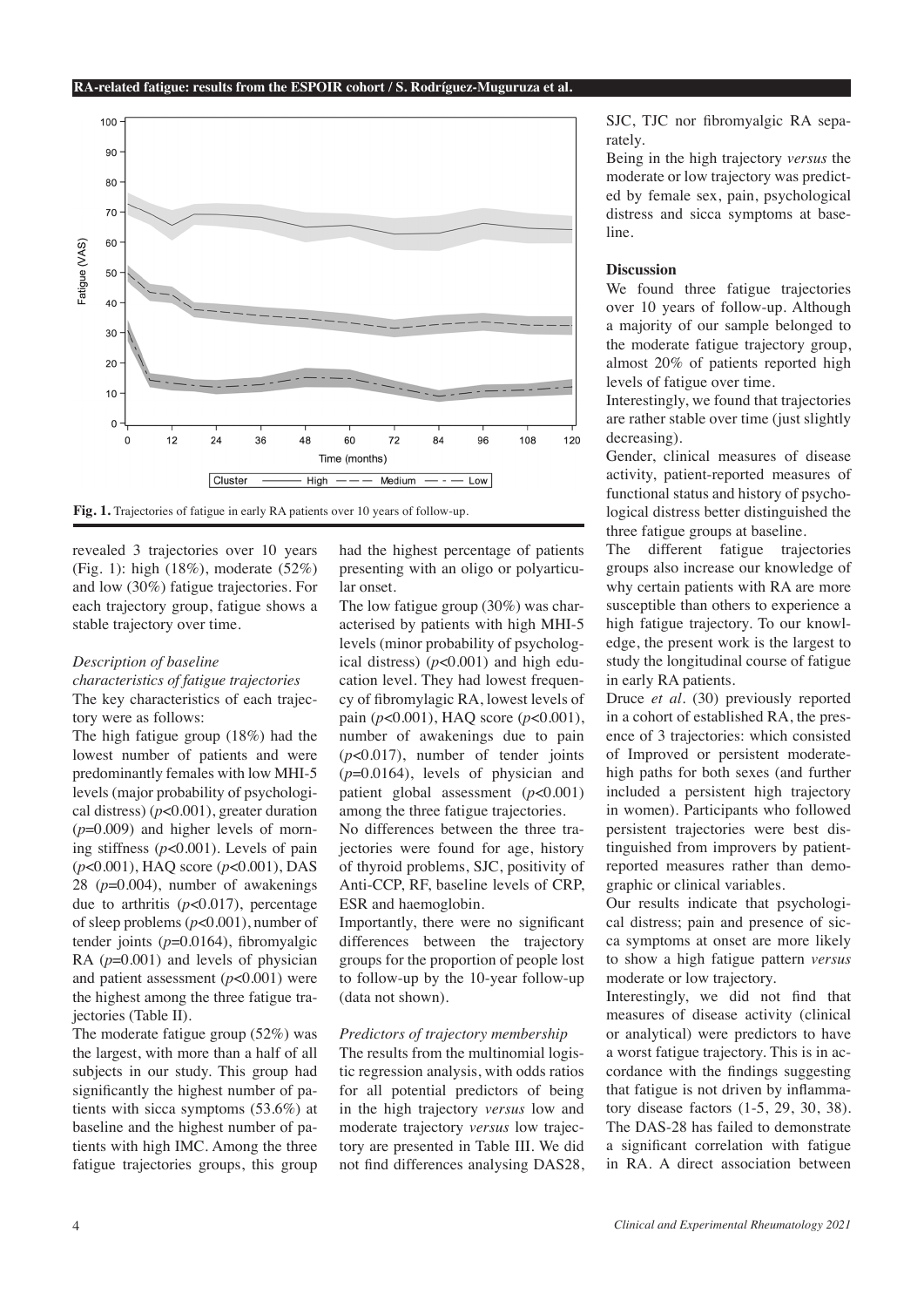**Fig. 1.** Trajectories of fatigue in early RA patients over 10 years of follow-up.

revealed 3 trajectories over 10 years (Fig. 1): high (18%), moderate (52%) and low (30%) fatigue trajectories. For each trajectory group, fatigue shows a stable trajectory over time.

### *Description of baseline characteristics of fatigue trajectories*

The key characteristics of each trajectory were as follows:

The high fatigue group (18%) had the lowest number of patients and were predominantly females with low MHI-5 levels (major probability of psychological distress) ($p<0.001$), greater duration ($p=0.009$) and higher levels of morning stiffness ($p<0.001$). Levels of pain ($p<0.001$), HAQ score ($p<0.001$), DAS 28 ($p=0.004$), number of awakenings due to arthritis ($p<0.017$), percentage of sleep problems ($p<0.001$), number of tender joints ($p=0.0164$), fibromyalgic RA ($p=0.001$) and levels of physician and patient assessment ($p<0.001$) were the highest among the three fatigue trajectories (Table II).

The moderate fatigue group (52%) was the largest, with more than a half of all subjects in our study. This group had significantly the highest number of patients with sicca symptoms (53.6%) at baseline and the highest number of patients with high IMC. Among the three fatigue trajectories groups, this group had the highest percentage of patients presenting with an oligo or polyarticular onset.

The low fatigue group (30%) was characterised by patients with high MHI-5 levels (minor probability of psychological distress) ($p<0.001$) and high education level. They had lowest frequency of fibromylagic RA, lowest levels of pain ($p<0.001$), HAQ score ($p<0.001$), number of awakenings due to pain ($p<0.017$), number of tender joints ($p=0.0164$), levels of physician and patient global assessment ($p<0.001$) among the three fatigue trajectories.

No differences between the three trajectories were found for age, history of thyroid problems, SJC, positivity of Anti-CCP, RF, baseline levels of CRP, ESR and haemoglobin.

Importantly, there were no significant differences between the trajectory groups for the proportion of people lost to follow-up by the 10-year follow-up (data not shown).

### *Predictors of trajectory membership*

The results from the multinomial logistic regression analysis, with odds ratios for all potential predictors of being in the high trajectory *versus* low and moderate trajectory *versus* low trajectory are presented in Table III. We did not find differences analysing DAS28, SJC, TJC nor fibromyalgic RA separately.

Being in the high trajectory *versus* the moderate or low trajectory was predicted by female sex, pain, psychological distress and sicca symptoms at baseline.

## Discussion

We found three fatigue trajectories over 10 years of follow-up. Although a majority of our sample belonged to the moderate fatigue trajectory group, almost 20% of patients reported high levels of fatigue over time.

Interestingly, we found that trajectories are rather stable over time (just slightly decreasing).

Gender, clinical measures of disease activity, patient-reported measures of functional status and history of psychological distress better distinguished the three fatigue groups at baseline.

The different fatigue trajectories groups also increase our knowledge of why certain patients with RA are more susceptible than others to experience a high fatigue trajectory. To our knowledge, the present work is the largest to study the longitudinal course of fatigue in early RA patients.

Druce *et al.* (30) previously reported in a cohort of established RA, the presence of 3 trajectories: which consisted of Improved or persistent moderate-high paths for both sexes (and further included a persistent high trajectory in women). Participants who followed persistent trajectories were best distinguished from improvers by patient-reported measures rather than demographic or clinical variables.

Our results indicate that psychological distress; pain and presence of sicca symptoms at onset are more likely to show a high fatigue pattern *versus* moderate or low trajectory.

Interestingly, we did not find that measures of disease activity (clinical or analytical) were predictors to have a worst fatigue trajectory. This is in accordance with the findings suggesting that fatigue is not driven by inflammatory disease factors (1-5, 29, 30, 38). The DAS-28 has failed to demonstrate a significant correlation with fatigue in RA. A direct association between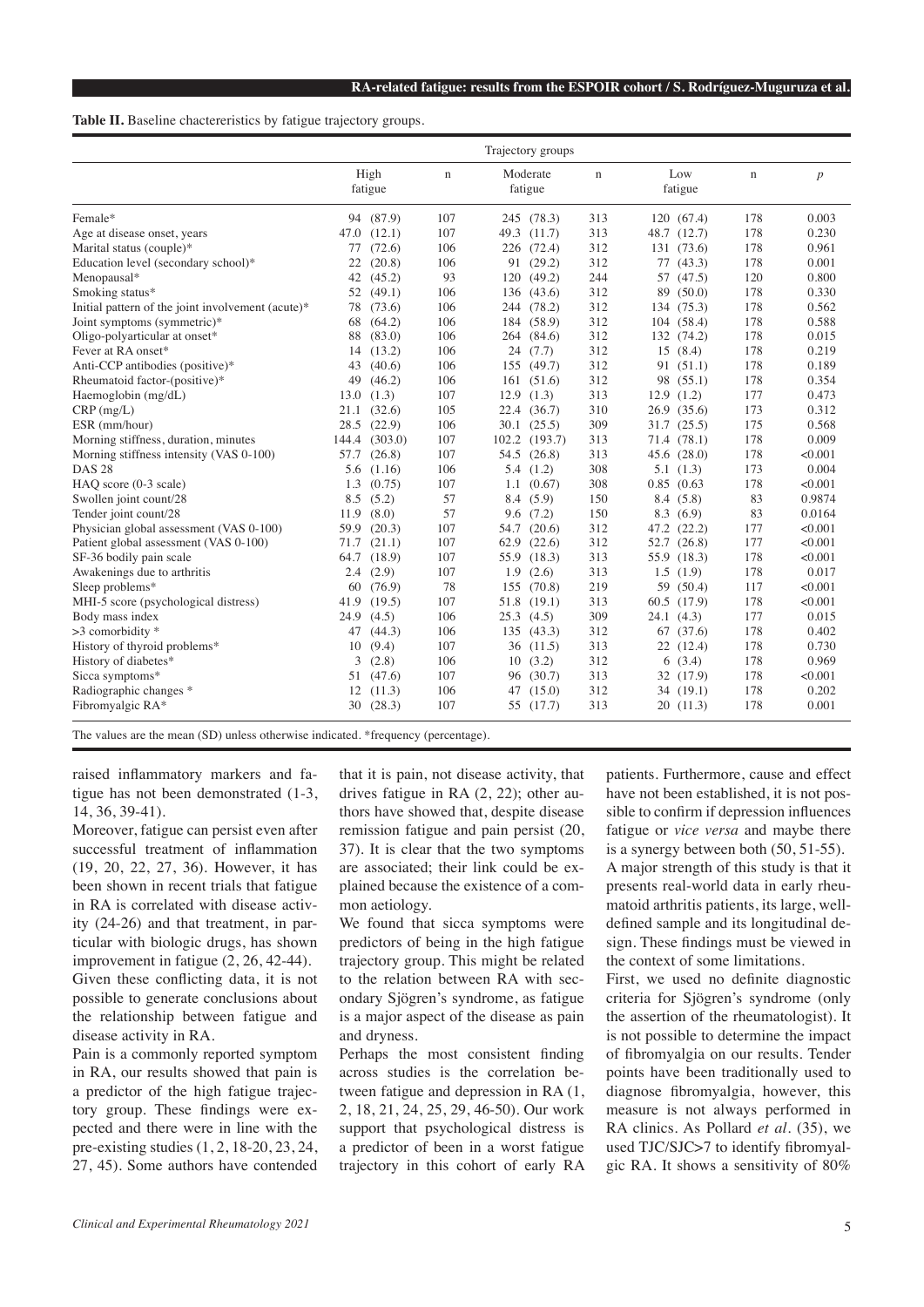**Table II.** Baseline chactereristics by fatigue trajectory groups.

| | Trajectory groups | | | | | | |
|---|---|---|---|---|---|---|---|
| | High fatigue | n | Moderate fatigue | n | Low fatigue | n | *p* |
| Female* | 94 (87.9) | 107 | 245 (78.3) | 313 | 120 (67.4) | 178 | 0.003 |
| Age at disease onset, years | 47.0 (12.1) | 107 | 49.3 (11.7) | 313 | 48.7 (12.7) | 178 | 0.230 |
| Marital status (couple)* | 77 (72.6) | 106 | 226 (72.4) | 312 | 131 (73.6) | 178 | 0.961 |
| Education level (secondary school)* | 22 (20.8) | 106 | 91 (29.2) | 312 | 77 (43.3) | 178 | 0.001 |
| Menopausal* | 42 (45.2) | 93 | 120 (49.2) | 244 | 57 (47.5) | 120 | 0.800 |
| Smoking status* | 52 (49.1) | 106 | 136 (43.6) | 312 | 89 (50.0) | 178 | 0.330 |
| Initial pattern of the joint involvement (acute)* | 78 (73.6) | 106 | 244 (78.2) | 312 | 134 (75.3) | 178 | 0.562 |
| Joint symptoms (symmetric)* | 68 (64.2) | 106 | 184 (58.9) | 312 | 104 (58.4) | 178 | 0.588 |
| Oligo-polyarticular at onset* | 88 (83.0) | 106 | 264 (84.6) | 312 | 132 (74.2) | 178 | 0.015 |
| Fever at RA onset* | 14 (13.2) | 106 | 24 (7.7) | 312 | 15 (8.4) | 178 | 0.219 |
| Anti-CCP antibodies (positive)* | 43 (40.6) | 106 | 155 (49.7) | 312 | 91 (51.1) | 178 | 0.189 |
| Rheumatoid factor-(positive)* | 49 (46.2) | 106 | 161 (51.6) | 312 | 98 (55.1) | 178 | 0.354 |
| Haemoglobin (mg/dL) | 13.0 (1.3) | 107 | 12.9 (1.3) | 313 | 12.9 (1.2) | 177 | 0.473 |
| CRP (mg/L) | 21.1 (32.6) | 105 | 22.4 (36.7) | 310 | 26.9 (35.6) | 173 | 0.312 |
| ESR (mm/hour) | 28.5 (22.9) | 106 | 30.1 (25.5) | 309 | 31.7 (25.5) | 175 | 0.568 |
| Morning stiffness, duration, minutes | 144.4 (303.0) | 107 | 102.2 (193.7) | 313 | 71.4 (78.1) | 178 | 0.009 |
| Morning stiffness intensity (VAS 0-100) | 57.7 (26.8) | 107 | 54.5 (26.8) | 313 | 45.6 (28.0) | 178 | <0.001 |
| DAS 28 | 5.6 (1.16) | 106 | 5.4 (1.2) | 308 | 5.1 (1.3) | 173 | 0.004 |
| HAQ score (0-3 scale) | 1.3 (0.75) | 107 | 1.1 (0.67) | 308 | 0.85 (0.63 | 178 | <0.001 |
| Swollen joint count/28 | 8.5 (5.2) | 57 | 8.4 (5.9) | 150 | 8.4 (5.8) | 83 | 0.9874 |
| Tender joint count/28 | 11.9 (8.0) | 57 | 9.6 (7.2) | 150 | 8.3 (6.9) | 83 | 0.0164 |
| Physician global assessment (VAS 0-100) | 59.9 (20.3) | 107 | 54.7 (20.6) | 312 | 47.2 (22.2) | 177 | <0.001 |
| Patient global assessment (VAS 0-100) | 71.7 (21.1) | 107 | 62.9 (22.6) | 312 | 52.7 (26.8) | 177 | <0.001 |
| SF-36 bodily pain scale | 64.7 (18.9) | 107 | 55.9 (18.3) | 313 | 55.9 (18.3) | 178 | <0.001 |
| Awakenings due to arthritis | 2.4 (2.9) | 107 | 1.9 (2.6) | 313 | 1.5 (1.9) | 178 | 0.017 |
| Sleep problems* | 60 (76.9) | 78 | 155 (70.8) | 219 | 59 (50.4) | 117 | <0.001 |
| MHI-5 score (psychological distress) | 41.9 (19.5) | 107 | 51.8 (19.1) | 313 | 60.5 (17.9) | 178 | <0.001 |
| Body mass index | 24.9 (4.5) | 106 | 25.3 (4.5) | 309 | 24.1 (4.3) | 177 | 0.015 |
| >3 comorbidity * | 47 (44.3) | 106 | 135 (43.3) | 312 | 67 (37.6) | 178 | 0.402 |
| History of thyroid problems* | 10 (9.4) | 107 | 36 (11.5) | 313 | 22 (12.4) | 178 | 0.730 |
| History of diabetes* | 3 (2.8) | 106 | 10 (3.2) | 312 | 6 (3.4) | 178 | 0.969 |
| Sicca symptoms* | 51 (47.6) | 107 | 96 (30.7) | 313 | 32 (17.9) | 178 | <0.001 |
| Radiographic changes * | 12 (11.3) | 106 | 47 (15.0) | 312 | 34 (19.1) | 178 | 0.202 |
| Fibromyalgic RA* | 30 (28.3) | 107 | 55 (17.7) | 313 | 20 (11.3) | 178 | 0.001 |

The values are the mean (SD) unless otherwise indicated. *frequency (percentage).

raised inflammatory markers and fatigue has not been demonstrated (1-3, 14, 36, 39-41).

Moreover, fatigue can persist even after successful treatment of inflammation (19, 20, 22, 27, 36). However, it has been shown in recent trials that fatigue in RA is correlated with disease activity (24-26) and that treatment, in particular with biologic drugs, has shown improvement in fatigue (2, 26, 42-44).

Given these conflicting data, it is not possible to generate conclusions about the relationship between fatigue and disease activity in RA.

Pain is a commonly reported symptom in RA, our results showed that pain is a predictor of the high fatigue trajectory group. These findings were expected and there were in line with the pre-existing studies (1, 2, 18-20, 23, 24, 27, 45). Some authors have contended that it is pain, not disease activity, that drives fatigue in RA (2, 22); other authors have showed that, despite disease remission fatigue and pain persist (20, 37). It is clear that the two symptoms are associated; their link could be explained because the existence of a common aetiology.

We found that sicca symptoms were predictors of being in the high fatigue trajectory group. This might be related to the relation between RA with secondary Sjögren's syndrome, as fatigue is a major aspect of the disease as pain and dryness.

Perhaps the most consistent finding across studies is the correlation between fatigue and depression in RA (1, 2, 18, 21, 24, 25, 29, 46-50). Our work support that psychological distress is a predictor of been in a worst fatigue trajectory in this cohort of early RA patients. Furthermore, cause and effect have not been established, it is not possible to confirm if depression influences fatigue or *vice versa* and maybe there is a synergy between both (50, 51-55).

A major strength of this study is that it presents real-world data in early rheumatoid arthritis patients, its large, well-defined sample and its longitudinal design. These findings must be viewed in the context of some limitations.

First, we used no definite diagnostic criteria for Sjögren's syndrome (only the assertion of the rheumatologist). It is not possible to determine the impact of fibromyalgia on our results. Tender points have been traditionally used to diagnose fibromyalgia, however, this measure is not always performed in RA clinics. As Pollard *et al.* (35), we used TJC/SJC>7 to identify fibromyalgic RA. It shows a sensitivity of 80%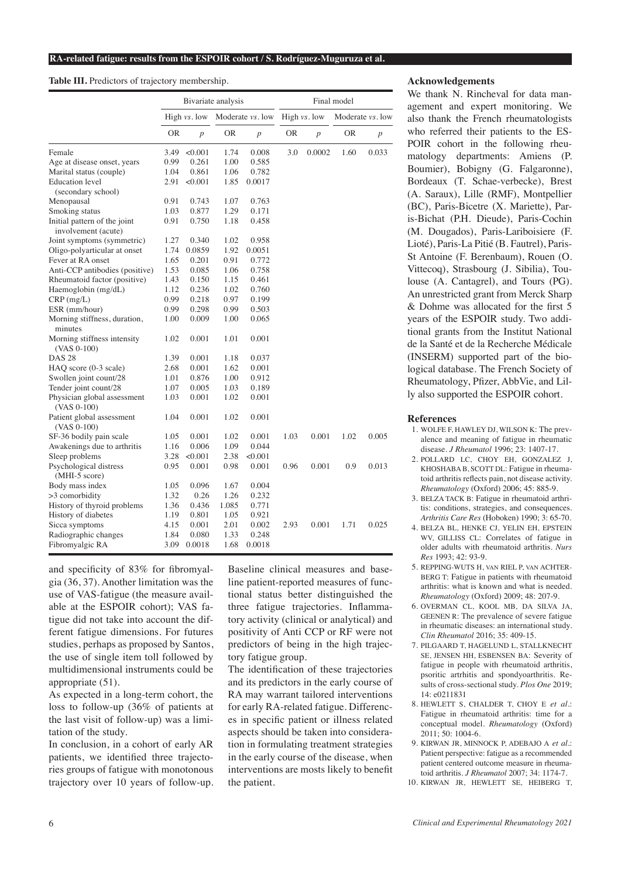**Table III.** Predictors of trajectory membership.

| | Bivariate analysis | | | | Final model | | | |
|---|---|---|---|---|---|---|---|---|
| | High *vs.* low | | Moderate *vs.* low | | High *vs.* low | | Moderate *vs.* low | |
| | OR | *p* | OR | *p* | OR | *p* | OR | *p* |
| Female | 3.49 | <0.001 | 1.74 | 0.008 | 3.0 | 0.0002 | 1.60 | 0.033 |
| Age at disease onset, years | 0.99 | 0.261 | 1.00 | 0.585 | | | | |
| Marital status (couple) | 1.04 | 0.861 | 1.06 | 0.782 | | | | |
| Education level (secondary school) | 2.91 | <0.001 | 1.85 | 0.0017 | | | | |
| Menopausal | 0.91 | 0.743 | 1.07 | 0.763 | | | | |
| Smoking status | 1.03 | 0.877 | 1.29 | 0.171 | | | | |
| Initial pattern of the joint involvement (acute) | 0.91 | 0.750 | 1.18 | 0.458 | | | | |
| Joint symptoms (symmetric) | 1.27 | 0.340 | 1.02 | 0.958 | | | | |
| Oligo-polyarticular at onset | 1.74 | 0.0859 | 1.92 | 0.0051 | | | | |
| Fever at RA onset | 1.65 | 0.201 | 0.91 | 0.772 | | | | |
| Anti-CCP antibodies (positive) | 1.53 | 0.085 | 1.06 | 0.758 | | | | |
| Rheumatoid factor (positive) | 1.43 | 0.150 | 1.15 | 0.461 | | | | |
| Haemoglobin (mg/dL) | 1.12 | 0.236 | 1.02 | 0.760 | | | | |
| CRP (mg/L) | 0.99 | 0.218 | 0.97 | 0.199 | | | | |
| ESR (mm/hour) | 0.99 | 0.298 | 0.99 | 0.503 | | | | |
| Morning stiffness, duration, minutes | 1.00 | 0.009 | 1.00 | 0.065 | | | | |
| Morning stiffness intensity (VAS 0-100) | 1.02 | 0.001 | 1.01 | 0.001 | | | | |
| DAS 28 | 1.39 | 0.001 | 1.18 | 0.037 | | | | |
| HAQ score (0-3 scale) | 2.68 | 0.001 | 1.62 | 0.001 | | | | |
| Swollen joint count/28 | 1.01 | 0.876 | 1.00 | 0.912 | | | | |
| Tender joint count/28 | 1.07 | 0.005 | 1.03 | 0.189 | | | | |
| Physician global assessment (VAS 0-100) | 1.03 | 0.001 | 1.02 | 0.001 | | | | |
| Patient global assessment (VAS 0-100) | 1.04 | 0.001 | 1.02 | 0.001 | | | | |
| SF-36 bodily pain scale | 1.05 | 0.001 | 1.02 | 0.001 | 1.03 | 0.001 | 1.02 | 0.005 |
| Awakenings due to arthritis | 1.16 | 0.006 | 1.09 | 0.044 | | | | |
| Sleep problems | 3.28 | <0.001 | 2.38 | <0.001 | | | | |
| Psychological distress (MHI-5 score) | 0.95 | 0.001 | 0.98 | 0.001 | 0.96 | 0.001 | 0.9 | 0.013 |
| Body mass index | 1.05 | 0.096 | 1.67 | 0.004 | | | | |
| >3 comorbidity | 1.32 | 0.26 | 1.26 | 0.232 | | | | |
| History of thyroid problems | 1.36 | 0.436 | 1.085 | 0.771 | | | | |
| History of diabetes | 1.19 | 0.801 | 1.05 | 0.921 | | | | |
| Sicca symptoms | 4.15 | 0.001 | 2.01 | 0.002 | 2.93 | 0.001 | 1.71 | 0.025 |
| Radiographic changes | 1.84 | 0.080 | 1.33 | 0.248 | | | | |
| Fibromyalgic RA | 3.09 | 0.0018 | 1.68 | 0.0018 | | | | |

and specificity of 83% for fibromyalgia (36, 37). Another limitation was the use of VAS-fatigue (the measure available at the ESPOIR cohort); VAS fatigue did not take into account the different fatigue dimensions. For futures studies, perhaps as proposed by Santos, the use of single item toll followed by multidimensional instruments could be appropriate (51).

As expected in a long-term cohort, the loss to follow-up (36% of patients at the last visit of follow-up) was a limitation of the study.

In conclusion, in a cohort of early AR patients, we identified three trajectories groups of fatigue with monotonous trajectory over 10 years of follow-up. Baseline clinical measures and baseline patient-reported measures of functional status better distinguished the three fatigue trajectories. Inflammatory activity (clinical or analytical) and positivity of Anti CCP or RF were not predictors of being in the high trajectory fatigue group.

The identification of these trajectories and its predictors in the early course of RA may warrant tailored interventions for early RA-related fatigue. Differences in specific patient or illness related aspects should be taken into consideration in formulating treatment strategies in the early course of the disease, when interventions are mosts likely to benefit the patient.

### Acknowledgements

We thank N. Rincheval for data management and expert monitoring. We also thank the French rheumatologists who referred their patients to the ESPOIR cohort in the following rheumatology departments: Amiens (P. Boumier), Bobigny (G. Falgaronne), Bordeaux (T. Schae-verbecke), Brest (A. Saraux), Lille (RMF), Montpellier (BC), Paris-Bicetre (X. Mariette), Paris-Bichat (P.H. Dieude), Paris-Cochin (M. Dougados), Paris-Lariboisiere (F. Lioté), Paris-La Pitié (B. Fautrel), Paris-St Antoine (F. Berenbaum), Rouen (O. Vittecoq), Strasbourg (J. Sibilia), Toulouse (A. Cantagrel), and Tours (PG). An unrestricted grant from Merck Sharp & Dohme was allocated for the first 5 years of the ESPOIR study. Two additional grants from the Institut National de la Santé et de la Recherche Médicale (INSERM) supported part of the biological database. The French Society of Rheumatology, Pfizer, AbbVie, and Lilly also supported the ESPOIR cohort.

### References

1. WOLFE F, HAWLEY DJ, WILSON K: The prevalence and meaning of fatigue in rheumatic disease. *J Rheumatol* 1996; 23: 1407-17.
2. POLLARD LC, CHOY EH, GONZALEZ J, KHOSHABA B, SCOTT DL: Fatigue in rheumatoid arthritis reflects pain, not disease activity. *Rheumatology* (Oxford) 2006; 45: 885-9.
3. BELZA TACK B: Fatigue in rheumatoid arthritis: conditions, strategies, and consequences. *Arthritis Care Res* (Hoboken) 1990; 3: 65-70.
4. BELZA BL, HENKE CJ, YELIN EH, EPSTEIN WV, GILLISS CL: Correlates of fatigue in older adults with rheumatoid arthritis. *Nurs Res* 1993; 42: 93-9.
5. REPPING-WUTS H, VAN RIEL P, VAN ACHTERBERG T: Fatigue in patients with rheumatoid arthritis: what is known and what is needed. *Rheumatology* (Oxford) 2009; 48: 207-9.
6. OVERMAN CL, KOOL MB, DA SILVA JA, GEENEN R: The prevalence of severe fatigue in rheumatic diseases: an international study. *Clin Rheumatol* 2016; 35: 409-15.
7. PILGAARD T, HAGELUND L, STALLKNECHT SE, JENSEN HH, ESBENSEN BA: Severity of fatigue in people with rheumatoid arthritis, psoritic artrhitis and spondyoarthritis. Results of cross-sectional study. *Plos One* 2019; 14: e0211831
8. HEWLETT S, CHALDER T, CHOY E *et al.*: Fatigue in rheumatoid arthritis: time for a conceptual model. *Rheumatology* (Oxford) 2011; 50: 1004-6.
9. KIRWAN JR, MINNOCK P, ADEBAJO A *et al.*: Patient perspective: fatigue as a recommended patient centered outcome measure in rheumatoid arthritis. *J Rheumatol* 2007; 34: 1174-7.
10. KIRWAN JR, HEWLETT SE, HEIBERG T,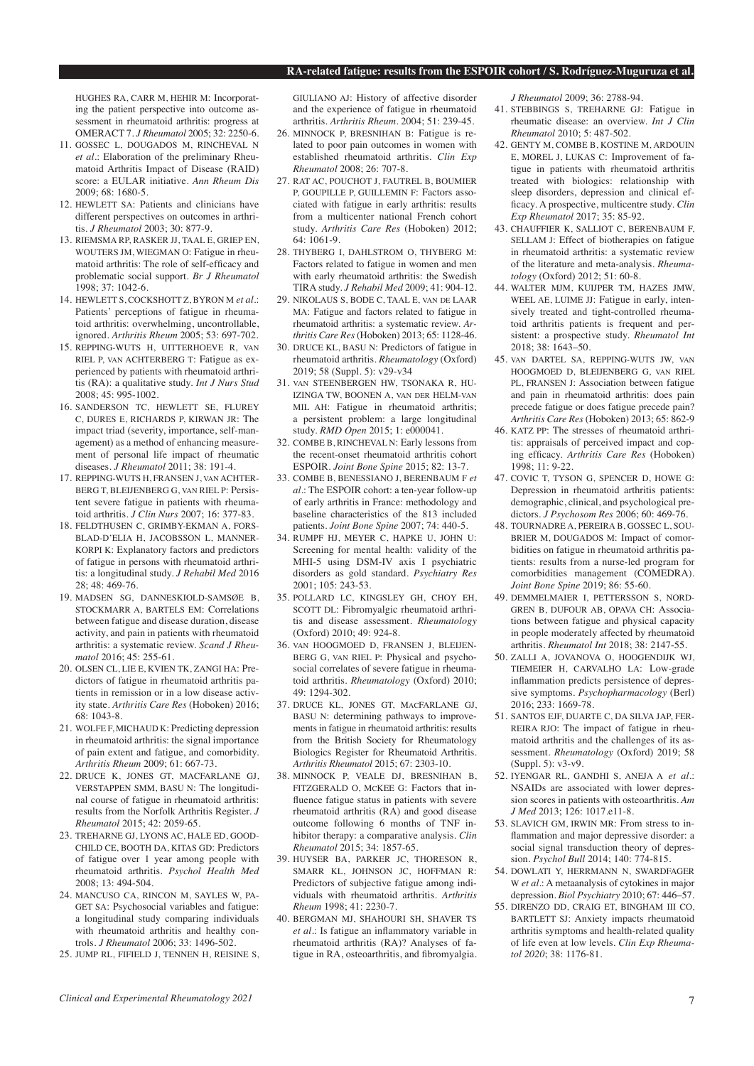HUGHES RA, CARR M, HEHIR M: Incorporating the patient perspective into outcome assessment in rheumatoid arthritis: progress at OMERACT 7. *J Rheumatol* 2005; 32: 2250-6.

11. GOSSEC L, DOUGADOS M, RINCHEVAL N *et al.*: Elaboration of the preliminary Rheumatoid Arthritis Impact of Disease (RAID) score: a EULAR initiative. *Ann Rheum Dis* 2009; 68: 1680-5.
12. HEWLETT SA: Patients and clinicians have different perspectives on outcomes in arthritis. *J Rheumatol* 2003; 30: 877-9.
13. RIEMSMA RP, RASKER JJ, TAAL E, GRIEP EN, WOUTERS JM, WIEGMAN O: Fatigue in rheumatoid arthritis: The role of self-efficacy and problematic social support. *Br J Rheumatol* 1998; 37: 1042-6.
14. HEWLETT S, COCKSHOTT Z, BYRON M *et al.*: Patients' perceptions of fatigue in rheumatoid arthritis: overwhelming, uncontrollable, ignored. *Arthritis Rheum* 2005; 53: 697-702.
15. REPPING-WUTS H, UITTERHOEVE R, VAN RIEL P, VAN ACHTERBERG T: Fatigue as experienced by patients with rheumatoid arthritis (RA): a qualitative study. *Int J Nurs Stud* 2008; 45: 995-1002.
16. SANDERSON TC, HEWLETT SE, FLUREY C, DURES E, RICHARDS P, KIRWAN JR: The impact triad (severity, importance, self-management) as a method of enhancing measurement of personal life impact of rheumatic diseases. *J Rheumatol* 2011; 38: 191-4.
17. REPPING-WUTS H, FRANSEN J, VAN ACHTERBERG T, BLEIJENBERG G, VAN RIEL P: Persistent severe fatigue in patients with rheumatoid arthritis. *J Clin Nurs* 2007; 16: 377-83.
18. FELDTHUSEN C, GRIMBY-EKMAN A, FORSBLAD-D'ELIA H, JACOBSSON L, MANNERKORPI K: Explanatory factors and predictors of fatigue in persons with rheumatoid arthritis: a longitudinal study. *J Rehabil Med* 2016 28; 48: 469-76.
19. MADSEN SG, DANNESKIOLD-SAMSØE B, STOCKMARR A, BARTELS EM: Correlations between fatigue and disease duration, disease activity, and pain in patients with rheumatoid arthritis: a systematic review. *Scand J Rheumatol* 2016; 45: 255-61.
20. OLSEN CL, LIE E, KVIEN TK, ZANGI HA: Predictors of fatigue in rheumatoid arthritis patients in remission or in a low disease activity state. *Arthritis Care Res* (Hoboken) 2016; 68: 1043-8.
21. WOLFE F, MICHAUD K: Predicting depression in rheumatoid arthritis: the signal importance of pain extent and fatigue, and comorbidity. *Arthritis Rheum* 2009; 61: 667-73.
22. DRUCE K, JONES GT, MACFARLANE GJ, VERSTAPPEN SMM, BASU N: The longitudinal course of fatigue in rheumatoid arthritis: results from the Norfolk Arthritis Register. *J Rheumatol* 2015; 42: 2059-65.
23. TREHARNE GJ, LYONS AC, HALE ED, GOODCHILD CE, BOOTH DA, KITAS GD: Predictors of fatigue over 1 year among people with rheumatoid arthritis. *Psychol Health Med* 2008; 13: 494-504.
24. MANCUSO CA, RINCON M, SAYLES W, PAGET SA: Psychosocial variables and fatigue: a longitudinal study comparing individuals with rheumatoid arthritis and healthy controls. *J Rheumatol* 2006; 33: 1496-502.
25. JUMP RL, FIFIELD J, TENNEN H, REISINE S, GIULIANO AJ: History of affective disorder and the experience of fatigue in rheumatoid arthritis. *Arthritis Rheum*. 2004; 51: 239-45.
26. MINNOCK P, BRESNIHAN B: Fatigue is related to poor pain outcomes in women with established rheumatoid arthritis. *Clin Exp Rheumatol* 2008; 26: 707-8.
27. RAT AC, POUCHOT J, FAUTREL B, BOUMIER P, GOUPILLE P, GUILLEMIN F: Factors associated with fatigue in early arthritis: results from a multicenter national French cohort study. *Arthritis Care Res* (Hoboken) 2012; 64: 1061-9.
28. THYBERG I, DAHLSTROM O, THYBERG M: Factors related to fatigue in women and men with early rheumatoid arthritis: the Swedish TIRA study. *J Rehabil Med* 2009; 41: 904-12.
29. NIKOLAUS S, BODE C, TAAL E, VAN DE LAAR MA: Fatigue and factors related to fatigue in rheumatoid arthritis: a systematic review. *Arthritis Care Res* (Hoboken) 2013; 65: 1128-46.
30. DRUCE KL, BASU N: Predictors of fatigue in rheumatoid arthritis. *Rheumatology* (Oxford) 2019; 58 (Suppl. 5): v29-v34
31. VAN STEENBERGEN HW, TSONAKA R, HUIZINGA TW, BOONEN A, VAN DER HELM-VAN MIL AH: Fatigue in rheumatoid arthritis; a persistent problem: a large longitudinal study. *RMD Open* 2015; 1: e000041.
32. COMBE B, RINCHEVAL N: Early lessons from the recent-onset rheumatoid arthritis cohort ESPOIR. *Joint Bone Spine* 2015; 82: 13-7.
33. COMBE B, BENESSIANO J, BERENBAUM F *et al.*: The ESPOIR cohort: a ten-year follow-up of early arthritis in France: methodology and baseline characteristics of the 813 included patients. *Joint Bone Spine* 2007; 74: 440-5.
34. RUMPF HJ, MEYER C, HAPKE U, JOHN U: Screening for mental health: validity of the MHI-5 using DSM-IV axis I psychiatric disorders as gold standard. *Psychiatry Res* 2001; 105: 243-53.
35. POLLARD LC, KINGSLEY GH, CHOY EH, SCOTT DL: Fibromyalgic rheumatoid arthritis and disease assessment. *Rheumatology* (Oxford) 2010; 49: 924-8.
36. VAN HOOGMOED D, FRANSEN J, BLEIJENBERG G, VAN RIEL P: Physical and psychosocial correlates of severe fatigue in rheumatoid arthritis. *Rheumatology* (Oxford) 2010; 49: 1294-302.
37. DRUCE KL, JONES GT, MACFARLANE GJ, BASU N: determining pathways to improvements in fatigue in rheumatoid arthritis: results from the British Society for Rheumatology Biologics Register for Rheumatoid Arthritis. *Arthritis Rheumatol* 2015; 67: 2303-10.
38. MINNOCK P, VEALE DJ, BRESNIHAN B, FITZGERALD O, MCKEE G: Factors that influence fatigue status in patients with severe rheumatoid arthritis (RA) and good disease outcome following 6 months of TNF inhibitor therapy: a comparative analysis. *Clin Rheumatol* 2015; 34: 1857-65.
39. HUYSER BA, PARKER JC, THORESON R, SMARR KL, JOHNSON JC, HOFFMAN R: Predictors of subjective fatigue among individuals with rheumatoid arthritis. *Arthritis Rheum* 1998; 41: 2230-7.
40. BERGMAN MJ, SHAHOURI SH, SHAVER TS *et al.*: Is fatigue an inflammatory variable in rheumatoid arthritis (RA)? Analyses of fatigue in RA, osteoarthritis, and fibromyalgia. *J Rheumatol* 2009; 36: 2788-94.
41. STEBBINGS S, TREHARNE GJ: Fatigue in rheumatic disease: an overview. *Int J Clin Rheumatol* 2010; 5: 487-502.
42. GENTY M, COMBE B, KOSTINE M, ARDOUIN E, MOREL J, LUKAS C: Improvement of fatigue in patients with rheumatoid arthritis treated with biologics: relationship with sleep disorders, depression and clinical efficacy. A prospective, multicentre study. *Clin Exp Rheumatol* 2017; 35: 85-92.
43. CHAUFFIER K, SALLIOT C, BERENBAUM F, SELLAM J: Effect of biotherapies on fatigue in rheumatoid arthritis: a systematic review of the literature and meta-analysis. *Rheumatology* (Oxford) 2012; 51: 60-8.
44. WALTER MJM, KUIJPER TM, HAZES JMW, WEEL AE, LUIME JJ: Fatigue in early, intensively treated and tight-controlled rheumatoid arthritis patients is frequent and persistent: a prospective study. *Rheumatol Int* 2018; 38: 1643–50.
45. VAN DARTEL SA, REPPING-WUTS JW, VAN HOOGMOED D, BLEIJENBERG G, VAN RIEL PL, FRANSEN J: Association between fatigue and pain in rheumatoid arthritis: does pain precede fatigue or does fatigue precede pain? *Arthritis Care Res* (Hoboken) 2013; 65: 862-9
46. KATZ PP: The stresses of rheumatoid arthritis: appraisals of perceived impact and coping efficacy. *Arthritis Care Res* (Hoboken) 1998; 11: 9-22.
47. COVIC T, TYSON G, SPENCER D, HOWE G: Depression in rheumatoid arthritis patients: demographic, clinical, and psychological predictors. *J Psychosom Res* 2006; 60: 469-76.
48. TOURNADRE A, PEREIRA B, GOSSEC L, SOUBRIER M, DOUGADOS M: Impact of comorbidities on fatigue in rheumatoid arthritis patients: results from a nurse-led program for comorbidities management (COMEDRA). *Joint Bone Spine* 2019; 86: 55-60.
49. DEMMELMAIER I, PETTERSSON S, NORDGREN B, DUFOUR AB, OPAVA CH: Associations between fatigue and physical capacity in people moderately affected by rheumatoid arthritis. *Rheumatol Int* 2018; 38: 2147-55.
50. ZALLI A, JOVANOVA O, HOOGENDIJK WJ, TIEMEIER H, CARVALHO LA: Low-grade inflammation predicts persistence of depressive symptoms. *Psychopharmacology* (Berl) 2016; 233: 1669-78.
51. SANTOS EJF, DUARTE C, DA SILVA JAP, FERREIRA RJO: The impact of fatigue in rheumatoid arthritis and the challenges of its assessment. *Rheumatology* (Oxford) 2019; 58 (Suppl. 5): v3-v9.
52. IYENGAR RL, GANDHI S, ANEJA A *et al.*: NSAIDs are associated with lower depression scores in patients with osteoarthritis. *Am J Med* 2013; 126: 1017.e11-8.
53. SLAVICH GM, IRWIN MR: From stress to inflammation and major depressive disorder: a social signal transduction theory of depression. *Psychol Bull* 2014; 140: 774-815.
54. DOWLATI Y, HERRMANN N, SWARDFAGER W *et al.*: A metaanalysis of cytokines in major depression. *Biol Psychiatry* 2010; 67: 446–57.
55. DIRENZO DD, CRAIG ET, BINGHAM III CO, BARTLETT SJ: Anxiety impacts rheumatoid arthritis symptoms and health-related quality of life even at low levels. *Clin Exp Rheumatol 2020*; 38: 1176-81.